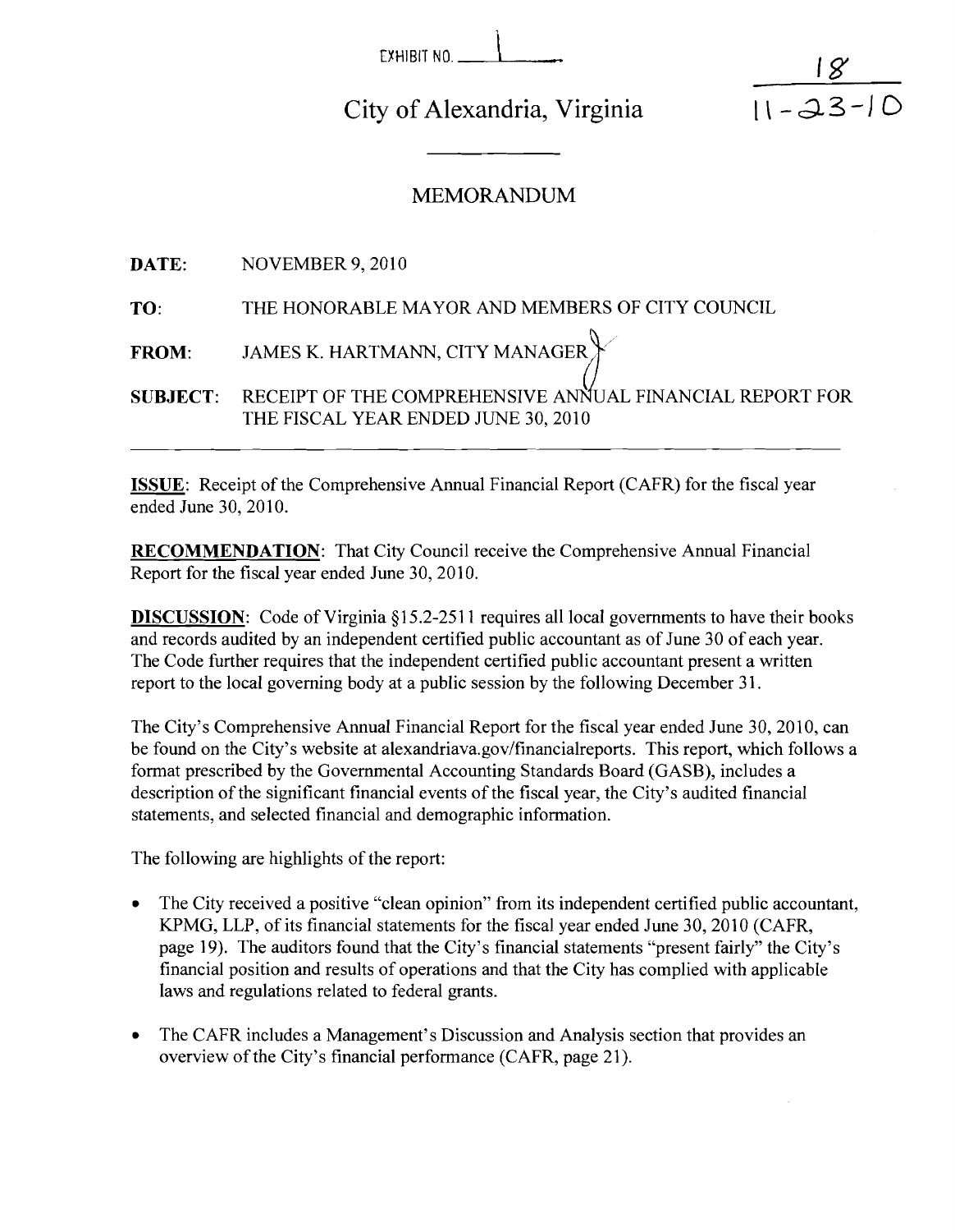EXHIBIT NO. 1

18
11-23-10

# City of Alexandria, Virginia

## MEMORANDUM

**DATE:** NOVEMBER 9, 2010

**TO:** THE HONORABLE MAYOR AND MEMBERS OF CITY COUNCIL

**FROM:** JAMES K. HARTMANN, CITY MANAGER

**SUBJECT:** RECEIPT OF THE COMPREHENSIVE ANNUAL FINANCIAL REPORT FOR THE FISCAL YEAR ENDED JUNE 30, 2010

**ISSUE**: Receipt of the Comprehensive Annual Financial Report (CAFR) for the fiscal year ended June 30, 2010.

**RECOMMENDATION**: That City Council receive the Comprehensive Annual Financial Report for the fiscal year ended June 30, 2010.

**DISCUSSION**: Code of Virginia §15.2-2511 requires all local governments to have their books and records audited by an independent certified public accountant as of June 30 of each year. The Code further requires that the independent certified public accountant present a written report to the local governing body at a public session by the following December 31.

The City's Comprehensive Annual Financial Report for the fiscal year ended June 30, 2010, can be found on the City's website at alexandriava.gov/financialreports. This report, which follows a format prescribed by the Governmental Accounting Standards Board (GASB), includes a description of the significant financial events of the fiscal year, the City's audited financial statements, and selected financial and demographic information.

The following are highlights of the report:

- The City received a positive "clean opinion" from its independent certified public accountant, KPMG, LLP, of its financial statements for the fiscal year ended June 30, 2010 (CAFR, page 19). The auditors found that the City's financial statements "present fairly" the City's financial position and results of operations and that the City has complied with applicable laws and regulations related to federal grants.
- The CAFR includes a Management's Discussion and Analysis section that provides an overview of the City's financial performance (CAFR, page 21).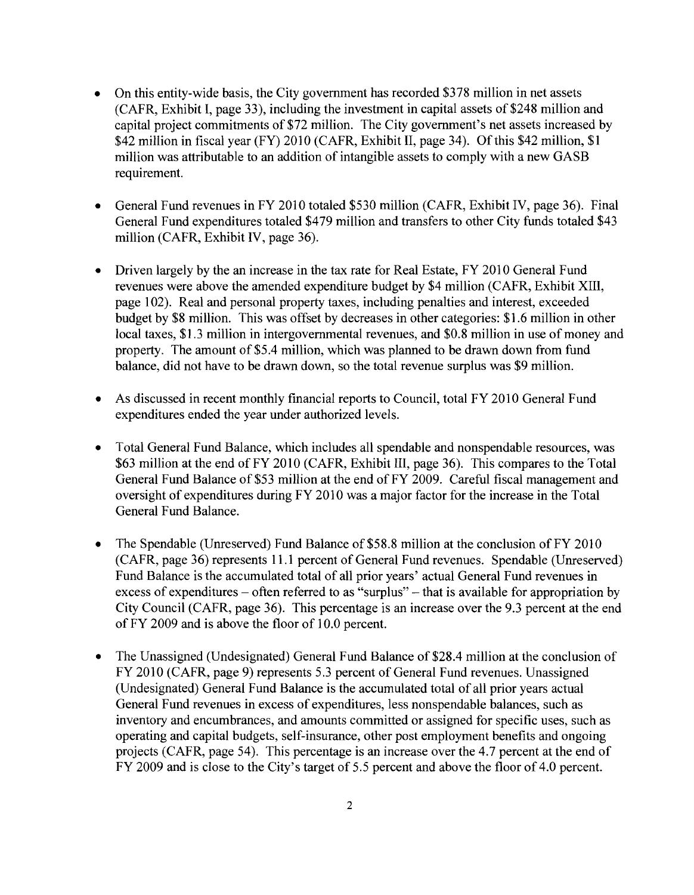- On this entity-wide basis, the City government has recorded $378 million in net assets (CAFR, Exhibit I, page 33), including the investment in capital assets of $248 million and capital project commitments of $72 million. The City government's net assets increased by $42 million in fiscal year (FY) 2010 (CAFR, Exhibit II, page 34). Of this $42 million, $1 million was attributable to an addition of intangible assets to comply with a new GASB requirement.

- General Fund revenues in FY 2010 totaled $530 million (CAFR, Exhibit IV, page 36). Final General Fund expenditures totaled $479 million and transfers to other City funds totaled $43 million (CAFR, Exhibit IV, page 36).

- Driven largely by the an increase in the tax rate for Real Estate, FY 2010 General Fund revenues were above the amended expenditure budget by $4 million (CAFR, Exhibit XIII, page 102). Real and personal property taxes, including penalties and interest, exceeded budget by $8 million. This was offset by decreases in other categories: $1.6 million in other local taxes, $1.3 million in intergovernmental revenues, and $0.8 million in use of money and property. The amount of $5.4 million, which was planned to be drawn down from fund balance, did not have to be drawn down, so the total revenue surplus was $9 million.

- As discussed in recent monthly financial reports to Council, total FY 2010 General Fund expenditures ended the year under authorized levels.

- Total General Fund Balance, which includes all spendable and nonspendable resources, was $63 million at the end of FY 2010 (CAFR, Exhibit III, page 36). This compares to the Total General Fund Balance of $53 million at the end of FY 2009. Careful fiscal management and oversight of expenditures during FY 2010 was a major factor for the increase in the Total General Fund Balance.

- The Spendable (Unreserved) Fund Balance of $58.8 million at the conclusion of FY 2010 (CAFR, page 36) represents 11.1 percent of General Fund revenues. Spendable (Unreserved) Fund Balance is the accumulated total of all prior years' actual General Fund revenues in excess of expenditures – often referred to as "surplus" – that is available for appropriation by City Council (CAFR, page 36). This percentage is an increase over the 9.3 percent at the end of FY 2009 and is above the floor of 10.0 percent.

- The Unassigned (Undesignated) General Fund Balance of $28.4 million at the conclusion of FY 2010 (CAFR, page 9) represents 5.3 percent of General Fund revenues. Unassigned (Undesignated) General Fund Balance is the accumulated total of all prior years actual General Fund revenues in excess of expenditures, less nonspendable balances, such as inventory and encumbrances, and amounts committed or assigned for specific uses, such as operating and capital budgets, self-insurance, other post employment benefits and ongoing projects (CAFR, page 54). This percentage is an increase over the 4.7 percent at the end of FY 2009 and is close to the City's target of 5.5 percent and above the floor of 4.0 percent.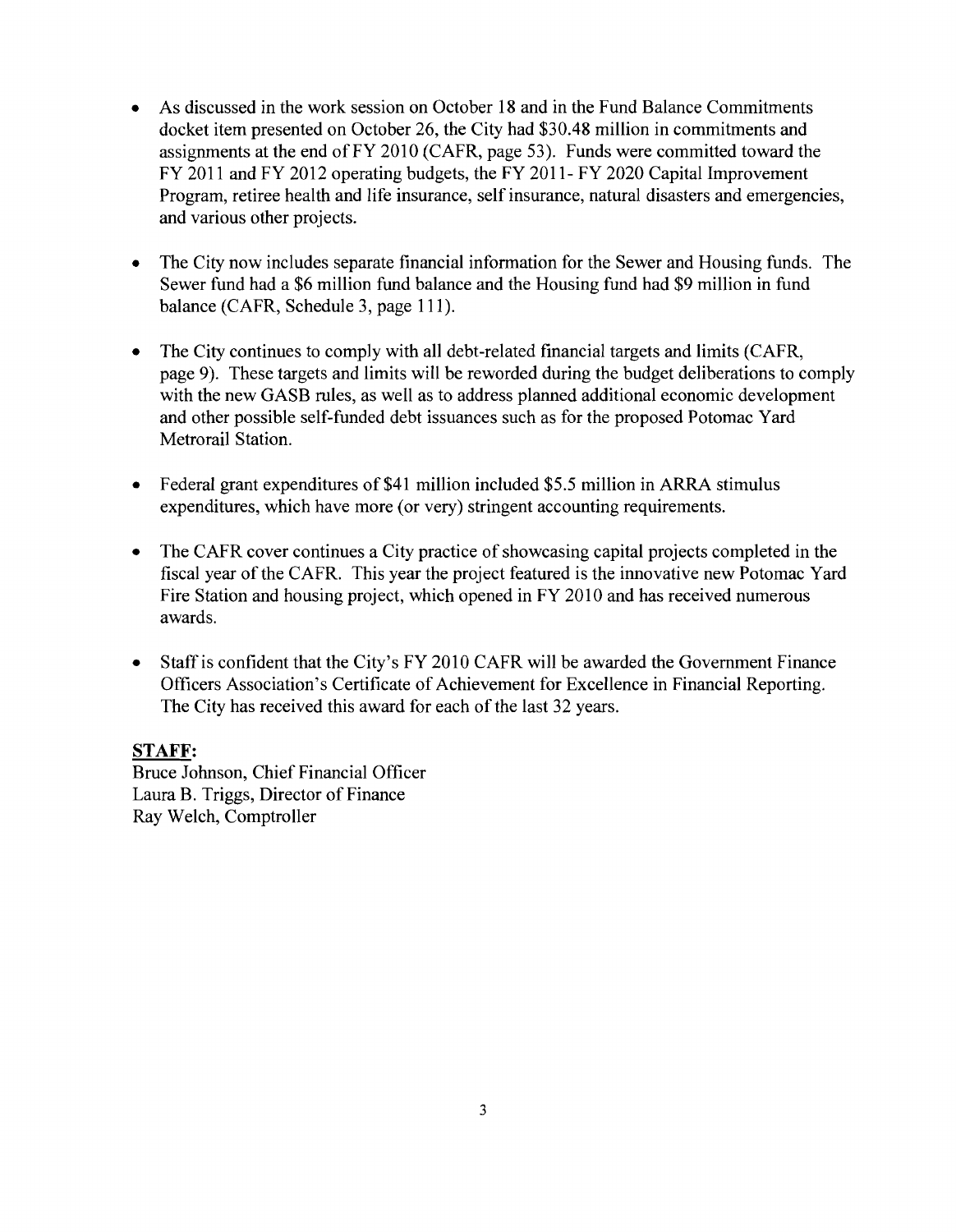- As discussed in the work session on October 18 and in the Fund Balance Commitments docket item presented on October 26, the City had $30.48 million in commitments and assignments at the end of FY 2010 (CAFR, page 53). Funds were committed toward the FY 2011 and FY 2012 operating budgets, the FY 2011- FY 2020 Capital Improvement Program, retiree health and life insurance, self insurance, natural disasters and emergencies, and various other projects.

- The City now includes separate financial information for the Sewer and Housing funds. The Sewer fund had a $6 million fund balance and the Housing fund had $9 million in fund balance (CAFR, Schedule 3, page 111).

- The City continues to comply with all debt-related financial targets and limits (CAFR, page 9). These targets and limits will be reworded during the budget deliberations to comply with the new GASB rules, as well as to address planned additional economic development and other possible self-funded debt issuances such as for the proposed Potomac Yard Metrorail Station.

- Federal grant expenditures of $41 million included $5.5 million in ARRA stimulus expenditures, which have more (or very) stringent accounting requirements.

- The CAFR cover continues a City practice of showcasing capital projects completed in the fiscal year of the CAFR. This year the project featured is the innovative new Potomac Yard Fire Station and housing project, which opened in FY 2010 and has received numerous awards.

- Staff is confident that the City's FY 2010 CAFR will be awarded the Government Finance Officers Association's Certificate of Achievement for Excellence in Financial Reporting. The City has received this award for each of the last 32 years.

**STAFF:**

Bruce Johnson, Chief Financial Officer
Laura B. Triggs, Director of Finance
Ray Welch, Comptroller